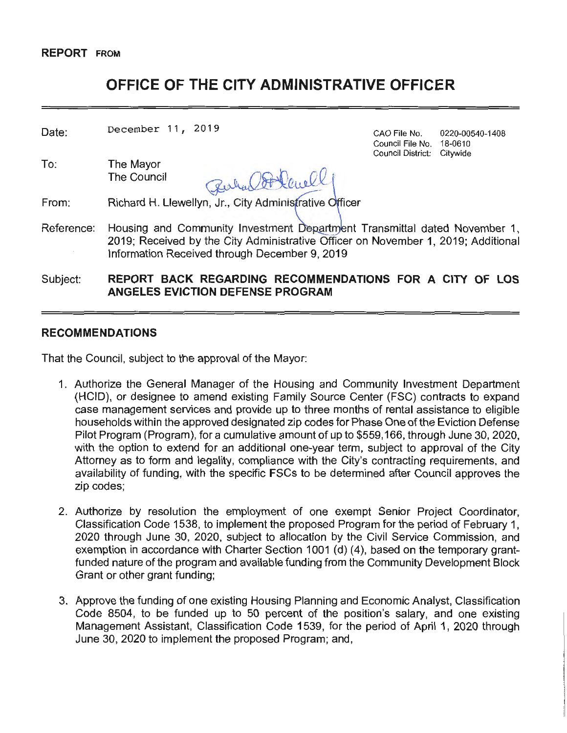**REPORT FROM**

# OFFICE OF THE CITY ADMINISTRATIVE OFFICER

| | | | |
|---|---|---|---|
| Date: | December 11, 2019 | CAO File No. | 0220-00540-1408 |
| | | Council File No. | 18-0610 |
| | | Council District: | Citywide |

To: The Mayor
The Council

From: Richard H. Llewellyn, Jr., City Administrative Officer

Reference: Housing and Community Investment Department Transmittal dated November 1, 2019; Received by the City Administrative Officer on November 1, 2019; Additional Information Received through December 9, 2019

Subject: **REPORT BACK REGARDING RECOMMENDATIONS FOR A CITY OF LOS ANGELES EVICTION DEFENSE PROGRAM**

## RECOMMENDATIONS

That the Council, subject to the approval of the Mayor:

1. Authorize the General Manager of the Housing and Community Investment Department (HCID), or designee to amend existing Family Source Center (FSC) contracts to expand case management services and provide up to three months of rental assistance to eligible households within the approved designated zip codes for Phase One of the Eviction Defense Pilot Program (Program), for a cumulative amount of up to $559,166, through June 30, 2020, with the option to extend for an additional one-year term, subject to approval of the City Attorney as to form and legality, compliance with the City's contracting requirements, and availability of funding, with the specific FSCs to be determined after Council approves the zip codes;

2. Authorize by resolution the employment of one exempt Senior Project Coordinator, Classification Code 1538, to implement the proposed Program for the period of February 1, 2020 through June 30, 2020, subject to allocation by the Civil Service Commission, and exemption in accordance with Charter Section 1001 (d) (4), based on the temporary grant-funded nature of the program and available funding from the Community Development Block Grant or other grant funding;

3. Approve the funding of one existing Housing Planning and Economic Analyst, Classification Code 8504, to be funded up to 50 percent of the position's salary, and one existing Management Assistant, Classification Code 1539, for the period of April 1, 2020 through June 30, 2020 to implement the proposed Program; and,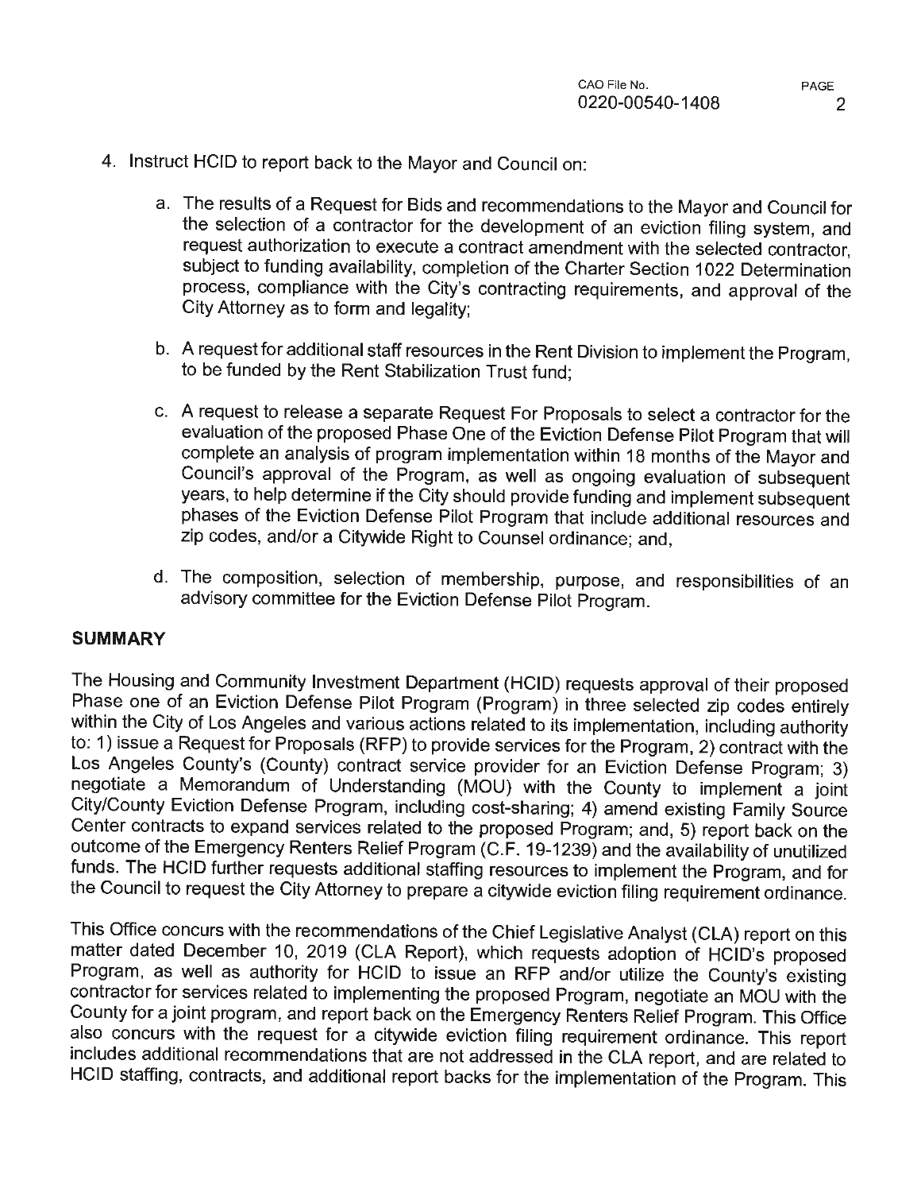4. Instruct HCID to report back to the Mayor and Council on:

   a. The results of a Request for Bids and recommendations to the Mayor and Council for the selection of a contractor for the development of an eviction filing system, and request authorization to execute a contract amendment with the selected contractor, subject to funding availability, completion of the Charter Section 1022 Determination process, compliance with the City's contracting requirements, and approval of the City Attorney as to form and legality;

   b. A request for additional staff resources in the Rent Division to implement the Program, to be funded by the Rent Stabilization Trust fund;

   c. A request to release a separate Request For Proposals to select a contractor for the evaluation of the proposed Phase One of the Eviction Defense Pilot Program that will complete an analysis of program implementation within 18 months of the Mayor and Council's approval of the Program, as well as ongoing evaluation of subsequent years, to help determine if the City should provide funding and implement subsequent phases of the Eviction Defense Pilot Program that include additional resources and zip codes, and/or a Citywide Right to Counsel ordinance; and,

   d. The composition, selection of membership, purpose, and responsibilities of an advisory committee for the Eviction Defense Pilot Program.

## SUMMARY

The Housing and Community Investment Department (HCID) requests approval of their proposed Phase one of an Eviction Defense Pilot Program (Program) in three selected zip codes entirely within the City of Los Angeles and various actions related to its implementation, including authority to: 1) issue a Request for Proposals (RFP) to provide services for the Program, 2) contract with the Los Angeles County's (County) contract service provider for an Eviction Defense Program; 3) negotiate a Memorandum of Understanding (MOU) with the County to implement a joint City/County Eviction Defense Program, including cost-sharing; 4) amend existing Family Source Center contracts to expand services related to the proposed Program; and, 5) report back on the outcome of the Emergency Renters Relief Program (C.F. 19-1239) and the availability of unutilized funds. The HCID further requests additional staffing resources to implement the Program, and for the Council to request the City Attorney to prepare a citywide eviction filing requirement ordinance.

This Office concurs with the recommendations of the Chief Legislative Analyst (CLA) report on this matter dated December 10, 2019 (CLA Report), which requests adoption of HCID's proposed Program, as well as authority for HCID to issue an RFP and/or utilize the County's existing contractor for services related to implementing the proposed Program, negotiate an MOU with the County for a joint program, and report back on the Emergency Renters Relief Program. This Office also concurs with the request for a citywide eviction filing requirement ordinance. This report includes additional recommendations that are not addressed in the CLA report, and are related to HCID staffing, contracts, and additional report backs for the implementation of the Program. This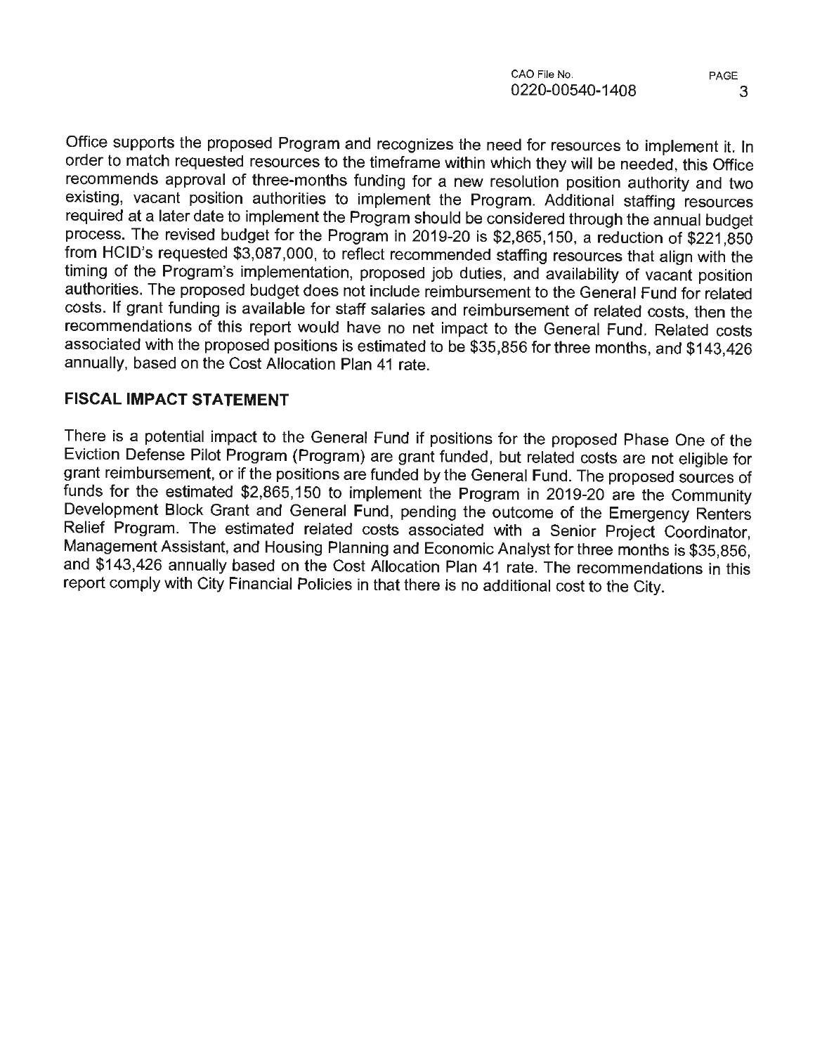Office supports the proposed Program and recognizes the need for resources to implement it. In order to match requested resources to the timeframe within which they will be needed, this Office recommends approval of three-months funding for a new resolution position authority and two existing, vacant position authorities to implement the Program. Additional staffing resources required at a later date to implement the Program should be considered through the annual budget process. The revised budget for the Program in 2019-20 is $2,865,150, a reduction of $221,850 from HCID's requested $3,087,000, to reflect recommended staffing resources that align with the timing of the Program's implementation, proposed job duties, and availability of vacant position authorities. The proposed budget does not include reimbursement to the General Fund for related costs. If grant funding is available for staff salaries and reimbursement of related costs, then the recommendations of this report would have no net impact to the General Fund. Related costs associated with the proposed positions is estimated to be $35,856 for three months, and $143,426 annually, based on the Cost Allocation Plan 41 rate.

## FISCAL IMPACT STATEMENT

There is a potential impact to the General Fund if positions for the proposed Phase One of the Eviction Defense Pilot Program (Program) are grant funded, but related costs are not eligible for grant reimbursement, or if the positions are funded by the General Fund. The proposed sources of funds for the estimated $2,865,150 to implement the Program in 2019-20 are the Community Development Block Grant and General Fund, pending the outcome of the Emergency Renters Relief Program. The estimated related costs associated with a Senior Project Coordinator, Management Assistant, and Housing Planning and Economic Analyst for three months is $35,856, and $143,426 annually based on the Cost Allocation Plan 41 rate. The recommendations in this report comply with City Financial Policies in that there is no additional cost to the City.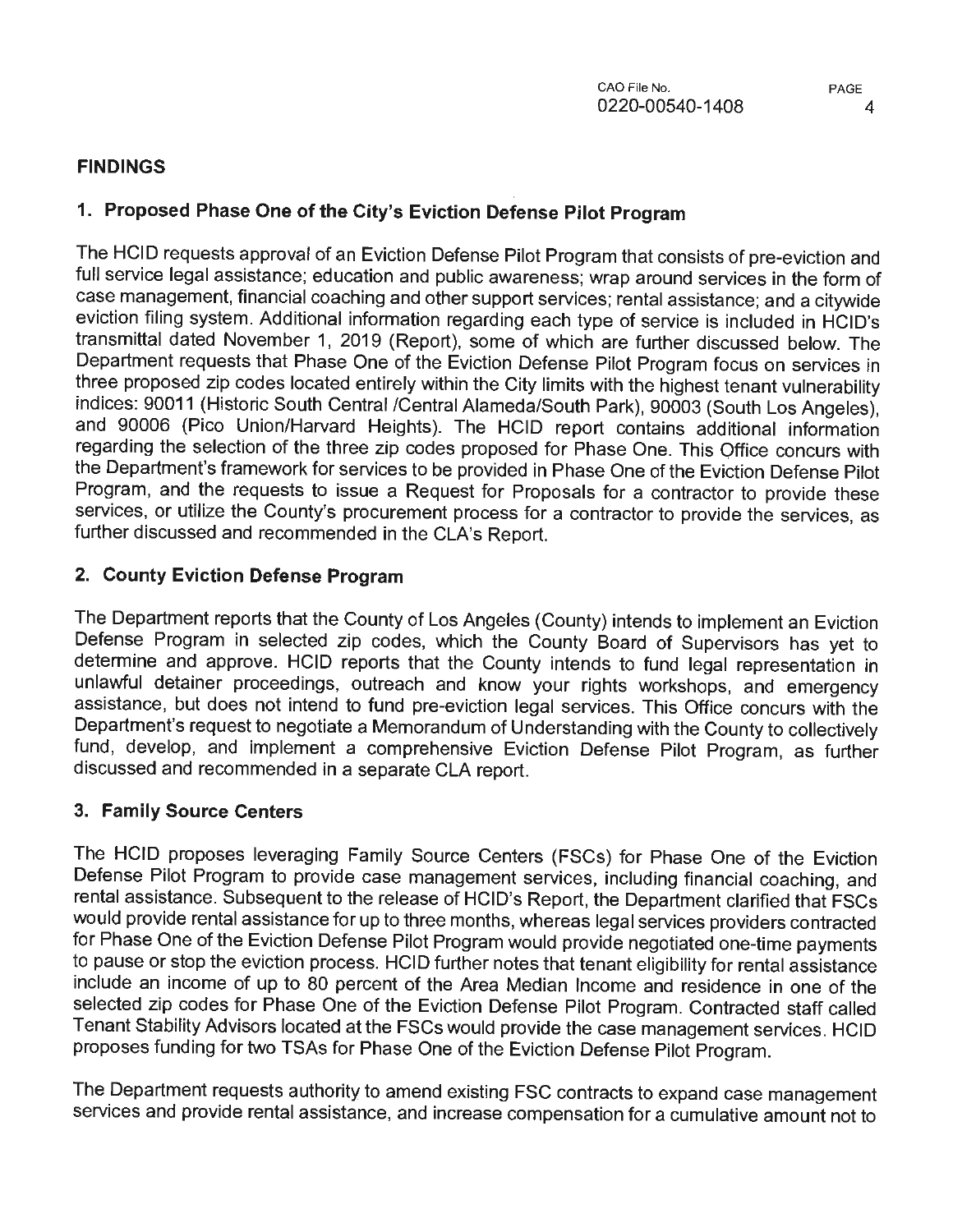## FINDINGS

### 1. Proposed Phase One of the City's Eviction Defense Pilot Program

The HCID requests approval of an Eviction Defense Pilot Program that consists of pre-eviction and full service legal assistance; education and public awareness; wrap around services in the form of case management, financial coaching and other support services; rental assistance; and a citywide eviction filing system. Additional information regarding each type of service is included in HCID's transmittal dated November 1, 2019 (Report), some of which are further discussed below. The Department requests that Phase One of the Eviction Defense Pilot Program focus on services in three proposed zip codes located entirely within the City limits with the highest tenant vulnerability indices: 90011 (Historic South Central /Central Alameda/South Park), 90003 (South Los Angeles), and 90006 (Pico Union/Harvard Heights). The HCID report contains additional information regarding the selection of the three zip codes proposed for Phase One. This Office concurs with the Department's framework for services to be provided in Phase One of the Eviction Defense Pilot Program, and the requests to issue a Request for Proposals for a contractor to provide these services, or utilize the County's procurement process for a contractor to provide the services, as further discussed and recommended in the CLA's Report.

### 2. County Eviction Defense Program

The Department reports that the County of Los Angeles (County) intends to implement an Eviction Defense Program in selected zip codes, which the County Board of Supervisors has yet to determine and approve. HCID reports that the County intends to fund legal representation in unlawful detainer proceedings, outreach and know your rights workshops, and emergency assistance, but does not intend to fund pre-eviction legal services. This Office concurs with the Department's request to negotiate a Memorandum of Understanding with the County to collectively fund, develop, and implement a comprehensive Eviction Defense Pilot Program, as further discussed and recommended in a separate CLA report.

### 3. Family Source Centers

The HCID proposes leveraging Family Source Centers (FSCs) for Phase One of the Eviction Defense Pilot Program to provide case management services, including financial coaching, and rental assistance. Subsequent to the release of HCID's Report, the Department clarified that FSCs would provide rental assistance for up to three months, whereas legal services providers contracted for Phase One of the Eviction Defense Pilot Program would provide negotiated one-time payments to pause or stop the eviction process. HCID further notes that tenant eligibility for rental assistance include an income of up to 80 percent of the Area Median Income and residence in one of the selected zip codes for Phase One of the Eviction Defense Pilot Program. Contracted staff called Tenant Stability Advisors located at the FSCs would provide the case management services. HCID proposes funding for two TSAs for Phase One of the Eviction Defense Pilot Program.

The Department requests authority to amend existing FSC contracts to expand case management services and provide rental assistance, and increase compensation for a cumulative amount not to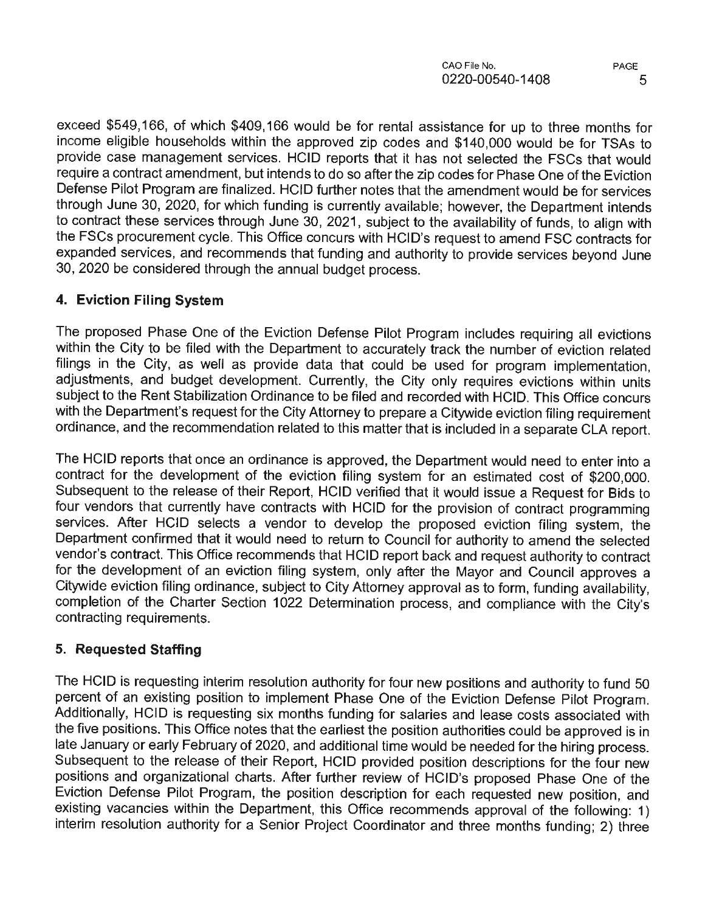exceed $549,166, of which $409,166 would be for rental assistance for up to three months for income eligible households within the approved zip codes and $140,000 would be for TSAs to provide case management services. HCID reports that it has not selected the FSCs that would require a contract amendment, but intends to do so after the zip codes for Phase One of the Eviction Defense Pilot Program are finalized. HCID further notes that the amendment would be for services through June 30, 2020, for which funding is currently available; however, the Department intends to contract these services through June 30, 2021, subject to the availability of funds, to align with the FSCs procurement cycle. This Office concurs with HCID's request to amend FSC contracts for expanded services, and recommends that funding and authority to provide services beyond June 30, 2020 be considered through the annual budget process.

## 4. Eviction Filing System

The proposed Phase One of the Eviction Defense Pilot Program includes requiring all evictions within the City to be filed with the Department to accurately track the number of eviction related filings in the City, as well as provide data that could be used for program implementation, adjustments, and budget development. Currently, the City only requires evictions within units subject to the Rent Stabilization Ordinance to be filed and recorded with HCID. This Office concurs with the Department's request for the City Attorney to prepare a Citywide eviction filing requirement ordinance, and the recommendation related to this matter that is included in a separate CLA report.

The HCID reports that once an ordinance is approved, the Department would need to enter into a contract for the development of the eviction filing system for an estimated cost of $200,000. Subsequent to the release of their Report, HCID verified that it would issue a Request for Bids to four vendors that currently have contracts with HCID for the provision of contract programming services. After HCID selects a vendor to develop the proposed eviction filing system, the Department confirmed that it would need to return to Council for authority to amend the selected vendor's contract. This Office recommends that HCID report back and request authority to contract for the development of an eviction filing system, only after the Mayor and Council approves a Citywide eviction filing ordinance, subject to City Attorney approval as to form, funding availability, completion of the Charter Section 1022 Determination process, and compliance with the City's contracting requirements.

## 5. Requested Staffing

The HCID is requesting interim resolution authority for four new positions and authority to fund 50 percent of an existing position to implement Phase One of the Eviction Defense Pilot Program. Additionally, HCID is requesting six months funding for salaries and lease costs associated with the five positions. This Office notes that the earliest the position authorities could be approved is in late January or early February of 2020, and additional time would be needed for the hiring process. Subsequent to the release of their Report, HCID provided position descriptions for the four new positions and organizational charts. After further review of HCID's proposed Phase One of the Eviction Defense Pilot Program, the position description for each requested new position, and existing vacancies within the Department, this Office recommends approval of the following: 1) interim resolution authority for a Senior Project Coordinator and three months funding; 2) three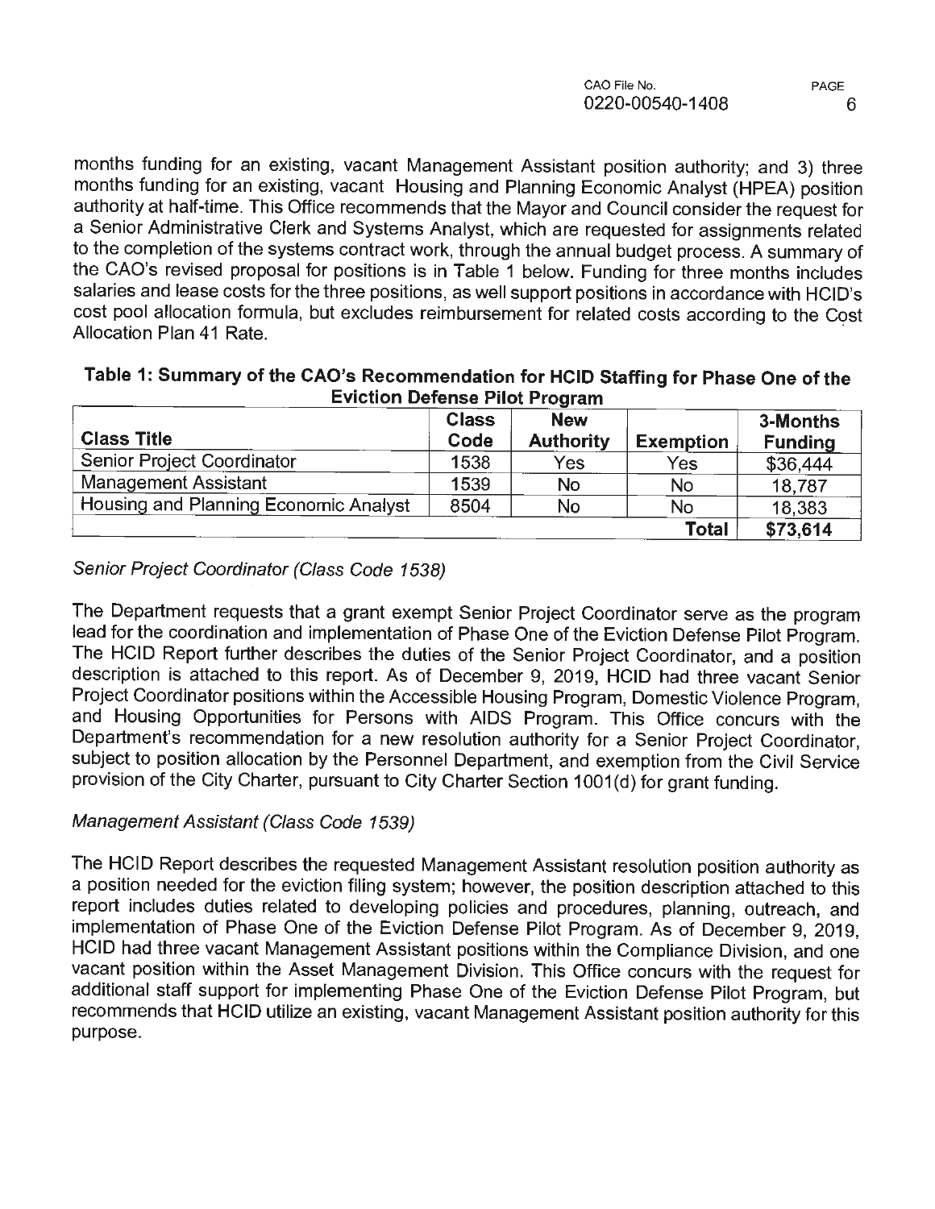months funding for an existing, vacant Management Assistant position authority; and 3) three months funding for an existing, vacant Housing and Planning Economic Analyst (HPEA) position authority at half-time. This Office recommends that the Mayor and Council consider the request for a Senior Administrative Clerk and Systems Analyst, which are requested for assignments related to the completion of the systems contract work, through the annual budget process. A summary of the CAO's revised proposal for positions is in Table 1 below. Funding for three months includes salaries and lease costs for the three positions, as well support positions in accordance with HCID's cost pool allocation formula, but excludes reimbursement for related costs according to the Cost Allocation Plan 41 Rate.

**Table 1: Summary of the CAO's Recommendation for HCID Staffing for Phase One of the Eviction Defense Pilot Program**

| Class Title | Class Code | New Authority | Exemption | 3-Months Funding |
|---|---|---|---|---|
| Senior Project Coordinator | 1538 | Yes | Yes | $36,444 |
| Management Assistant | 1539 | No | No | 18,787 |
| Housing and Planning Economic Analyst | 8504 | No | No | 18,383 |
| | | | **Total** | **$73,614** |

*Senior Project Coordinator (Class Code 1538)*

The Department requests that a grant exempt Senior Project Coordinator serve as the program lead for the coordination and implementation of Phase One of the Eviction Defense Pilot Program. The HCID Report further describes the duties of the Senior Project Coordinator, and a position description is attached to this report. As of December 9, 2019, HCID had three vacant Senior Project Coordinator positions within the Accessible Housing Program, Domestic Violence Program, and Housing Opportunities for Persons with AIDS Program. This Office concurs with the Department's recommendation for a new resolution authority for a Senior Project Coordinator, subject to position allocation by the Personnel Department, and exemption from the Civil Service provision of the City Charter, pursuant to City Charter Section 1001(d) for grant funding.

*Management Assistant (Class Code 1539)*

The HCID Report describes the requested Management Assistant resolution position authority as a position needed for the eviction filing system; however, the position description attached to this report includes duties related to developing policies and procedures, planning, outreach, and implementation of Phase One of the Eviction Defense Pilot Program. As of December 9, 2019, HCID had three vacant Management Assistant positions within the Compliance Division, and one vacant position within the Asset Management Division. This Office concurs with the request for additional staff support for implementing Phase One of the Eviction Defense Pilot Program, but recommends that HCID utilize an existing, vacant Management Assistant position authority for this purpose.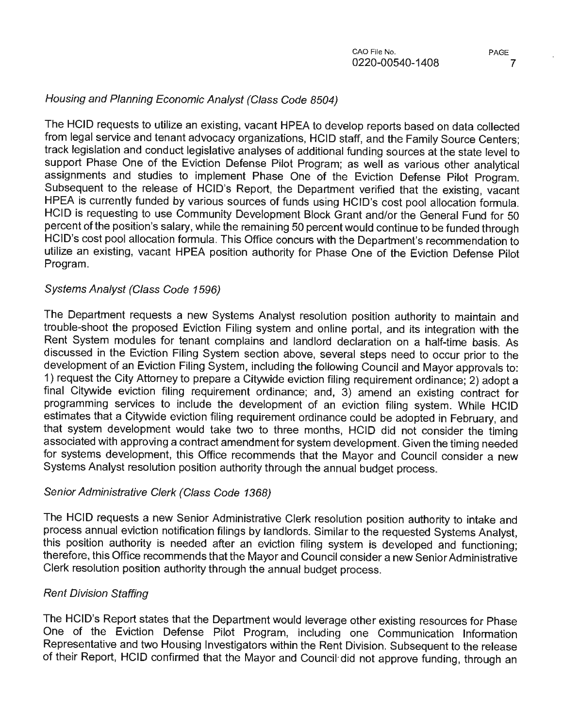*Housing and Planning Economic Analyst (Class Code 8504)*

The HCID requests to utilize an existing, vacant HPEA to develop reports based on data collected from legal service and tenant advocacy organizations, HCID staff, and the Family Source Centers; track legislation and conduct legislative analyses of additional funding sources at the state level to support Phase One of the Eviction Defense Pilot Program; as well as various other analytical assignments and studies to implement Phase One of the Eviction Defense Pilot Program. Subsequent to the release of HCID's Report, the Department verified that the existing, vacant HPEA is currently funded by various sources of funds using HCID's cost pool allocation formula. HCID is requesting to use Community Development Block Grant and/or the General Fund for 50 percent of the position's salary, while the remaining 50 percent would continue to be funded through HCID's cost pool allocation formula. This Office concurs with the Department's recommendation to utilize an existing, vacant HPEA position authority for Phase One of the Eviction Defense Pilot Program.

*Systems Analyst (Class Code 1596)*

The Department requests a new Systems Analyst resolution position authority to maintain and trouble-shoot the proposed Eviction Filing system and online portal, and its integration with the Rent System modules for tenant complains and landlord declaration on a half-time basis. As discussed in the Eviction Filing System section above, several steps need to occur prior to the development of an Eviction Filing System, including the following Council and Mayor approvals to: 1) request the City Attorney to prepare a Citywide eviction filing requirement ordinance; 2) adopt a final Citywide eviction filing requirement ordinance; and, 3) amend an existing contract for programming services to include the development of an eviction filing system. While HCID estimates that a Citywide eviction filing requirement ordinance could be adopted in February, and that system development would take two to three months, HCID did not consider the timing associated with approving a contract amendment for system development. Given the timing needed for systems development, this Office recommends that the Mayor and Council consider a new Systems Analyst resolution position authority through the annual budget process.

*Senior Administrative Clerk (Class Code 1368)*

The HCID requests a new Senior Administrative Clerk resolution position authority to intake and process annual eviction notification filings by landlords. Similar to the requested Systems Analyst, this position authority is needed after an eviction filing system is developed and functioning; therefore, this Office recommends that the Mayor and Council consider a new Senior Administrative Clerk resolution position authority through the annual budget process.

*Rent Division Staffing*

The HCID's Report states that the Department would leverage other existing resources for Phase One of the Eviction Defense Pilot Program, including one Communication Information Representative and two Housing Investigators within the Rent Division. Subsequent to the release of their Report, HCID confirmed that the Mayor and Council did not approve funding, through an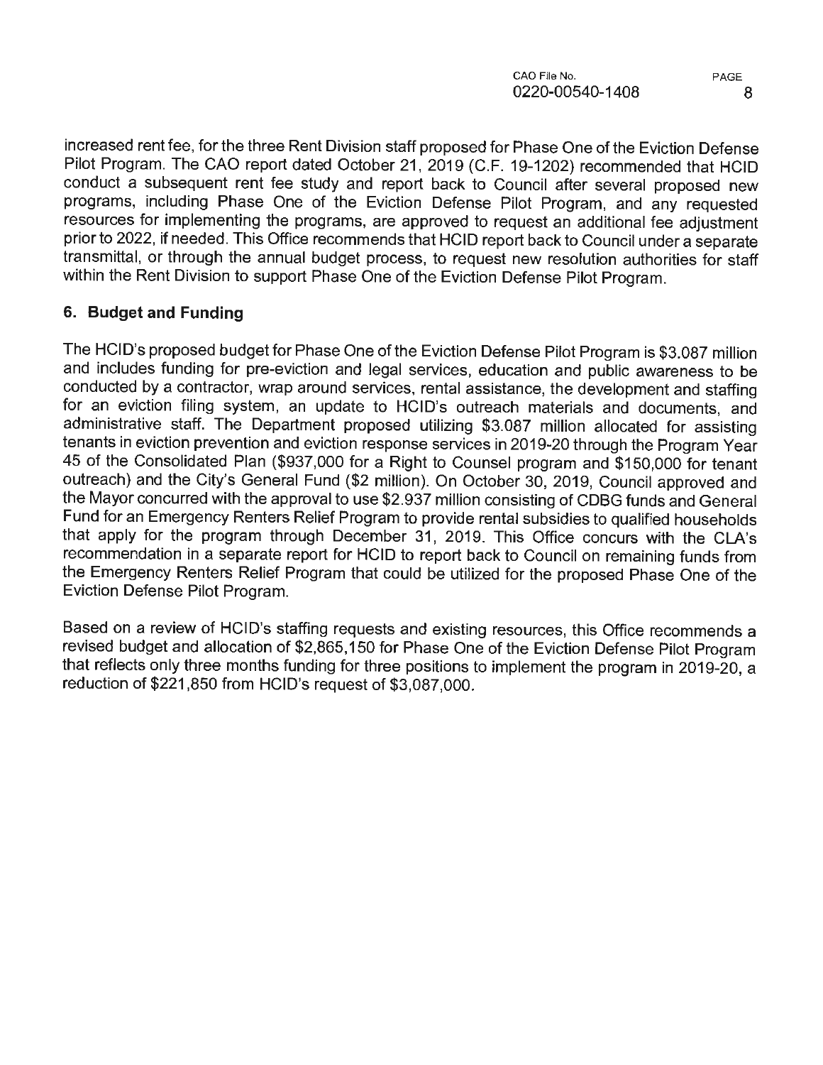increased rent fee, for the three Rent Division staff proposed for Phase One of the Eviction Defense Pilot Program. The CAO report dated October 21, 2019 (C.F. 19-1202) recommended that HCID conduct a subsequent rent fee study and report back to Council after several proposed new programs, including Phase One of the Eviction Defense Pilot Program, and any requested resources for implementing the programs, are approved to request an additional fee adjustment prior to 2022, if needed. This Office recommends that HCID report back to Council under a separate transmittal, or through the annual budget process, to request new resolution authorities for staff within the Rent Division to support Phase One of the Eviction Defense Pilot Program.

## 6. Budget and Funding

The HCID's proposed budget for Phase One of the Eviction Defense Pilot Program is $3.087 million and includes funding for pre-eviction and legal services, education and public awareness to be conducted by a contractor, wrap around services, rental assistance, the development and staffing for an eviction filing system, an update to HCID's outreach materials and documents, and administrative staff. The Department proposed utilizing $3.087 million allocated for assisting tenants in eviction prevention and eviction response services in 2019-20 through the Program Year 45 of the Consolidated Plan ($937,000 for a Right to Counsel program and $150,000 for tenant outreach) and the City's General Fund ($2 million). On October 30, 2019, Council approved and the Mayor concurred with the approval to use $2.937 million consisting of CDBG funds and General Fund for an Emergency Renters Relief Program to provide rental subsidies to qualified households that apply for the program through December 31, 2019. This Office concurs with the CLA's recommendation in a separate report for HCID to report back to Council on remaining funds from the Emergency Renters Relief Program that could be utilized for the proposed Phase One of the Eviction Defense Pilot Program.

Based on a review of HCID's staffing requests and existing resources, this Office recommends a revised budget and allocation of $2,865,150 for Phase One of the Eviction Defense Pilot Program that reflects only three months funding for three positions to implement the program in 2019-20, a reduction of $221,850 from HCID's request of $3,087,000.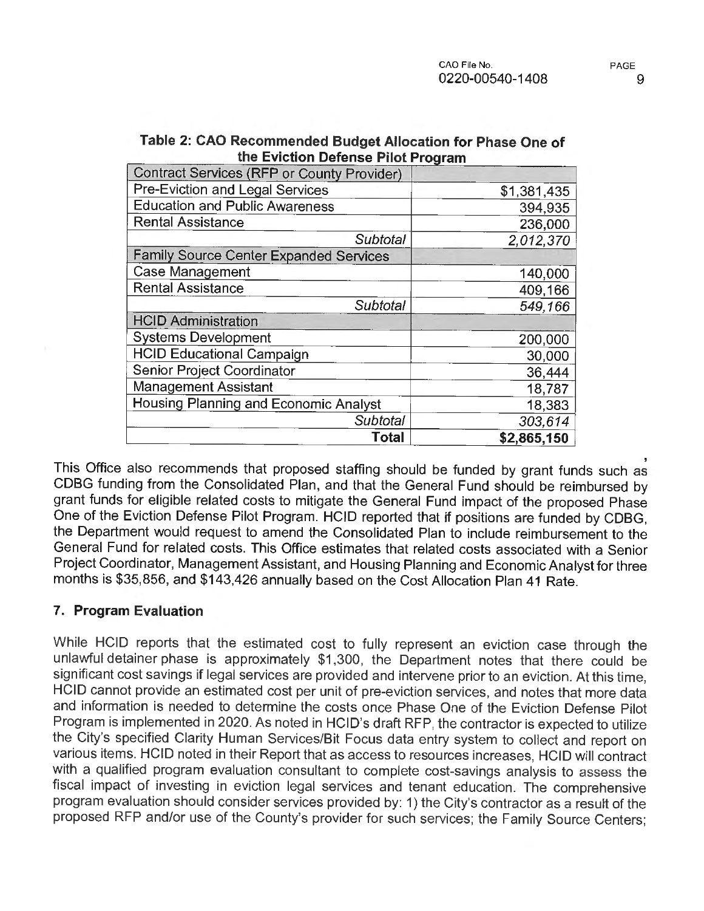**Table 2: CAO Recommended Budget Allocation for Phase One of the Eviction Defense Pilot Program**

| Contract Services (RFP or County Provider) | |
|---|---|
| Pre-Eviction and Legal Services | $1,381,435 |
| Education and Public Awareness | 394,935 |
| Rental Assistance | 236,000 |
| *Subtotal* | *2,012,370* |
| Family Source Center Expanded Services | |
| Case Management | 140,000 |
| Rental Assistance | 409,166 |
| *Subtotal* | *549,166* |
| HCID Administration | |
| Systems Development | 200,000 |
| HCID Educational Campaign | 30,000 |
| Senior Project Coordinator | 36,444 |
| Management Assistant | 18,787 |
| Housing Planning and Economic Analyst | 18,383 |
| *Subtotal* | *303,614* |
| **Total** | **$2,865,150** |

This Office also recommends that proposed staffing should be funded by grant funds such as CDBG funding from the Consolidated Plan, and that the General Fund should be reimbursed by grant funds for eligible related costs to mitigate the General Fund impact of the proposed Phase One of the Eviction Defense Pilot Program. HCID reported that if positions are funded by CDBG, the Department would request to amend the Consolidated Plan to include reimbursement to the General Fund for related costs. This Office estimates that related costs associated with a Senior Project Coordinator, Management Assistant, and Housing Planning and Economic Analyst for three months is $35,856, and $143,426 annually based on the Cost Allocation Plan 41 Rate.

## 7. Program Evaluation

While HCID reports that the estimated cost to fully represent an eviction case through the unlawful detainer phase is approximately $1,300, the Department notes that there could be significant cost savings if legal services are provided and intervene prior to an eviction. At this time, HCID cannot provide an estimated cost per unit of pre-eviction services, and notes that more data and information is needed to determine the costs once Phase One of the Eviction Defense Pilot Program is implemented in 2020. As noted in HCID's draft RFP, the contractor is expected to utilize the City's specified Clarity Human Services/Bit Focus data entry system to collect and report on various items. HCID noted in their Report that as access to resources increases, HCID will contract with a qualified program evaluation consultant to complete cost-savings analysis to assess the fiscal impact of investing in eviction legal services and tenant education. The comprehensive program evaluation should consider services provided by: 1) the City's contractor as a result of the proposed RFP and/or use of the County's provider for such services; the Family Source Centers;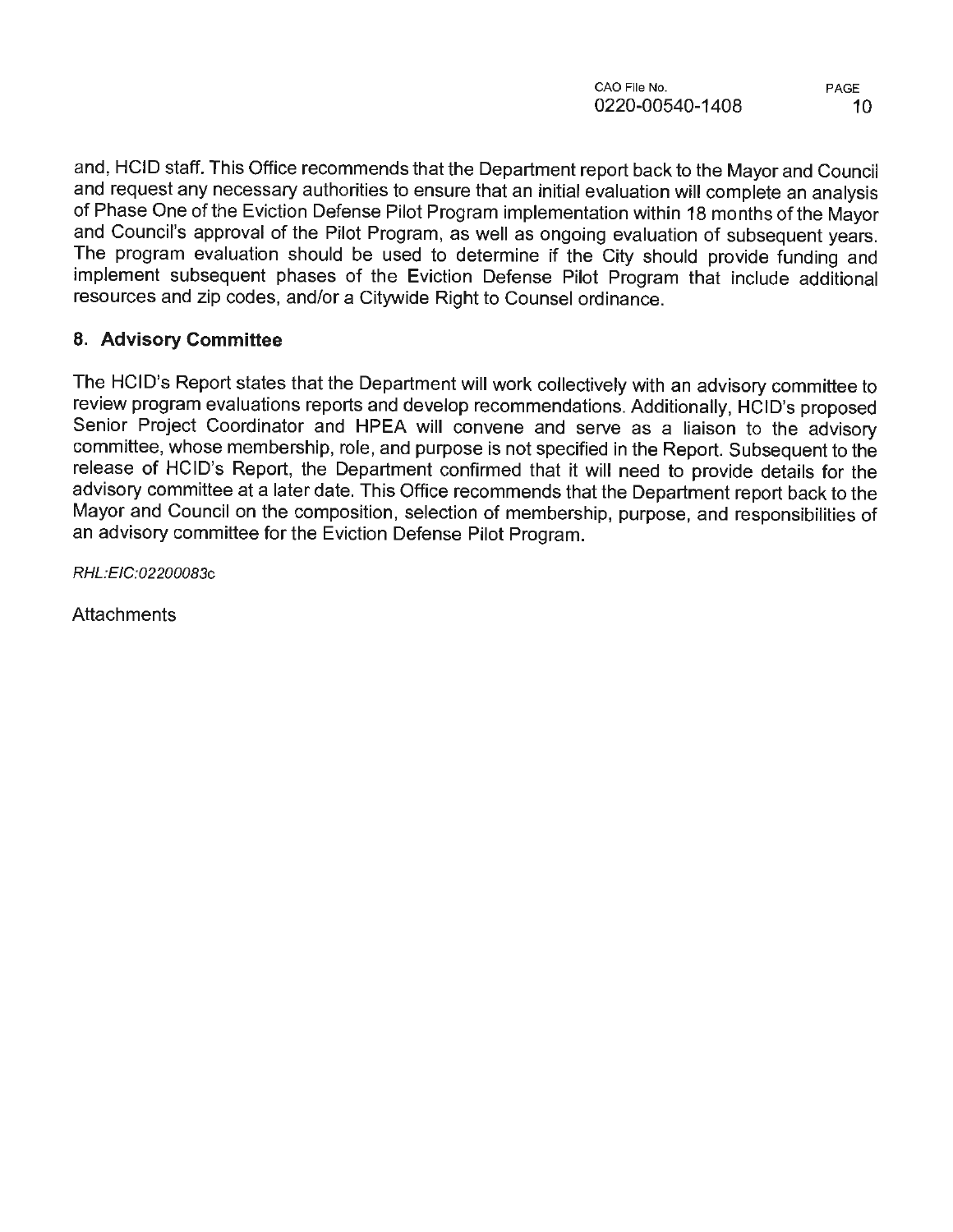and, HCID staff. This Office recommends that the Department report back to the Mayor and Council and request any necessary authorities to ensure that an initial evaluation will complete an analysis of Phase One of the Eviction Defense Pilot Program implementation within 18 months of the Mayor and Council's approval of the Pilot Program, as well as ongoing evaluation of subsequent years. The program evaluation should be used to determine if the City should provide funding and implement subsequent phases of the Eviction Defense Pilot Program that include additional resources and zip codes, and/or a Citywide Right to Counsel ordinance.

## 8. Advisory Committee

The HCID's Report states that the Department will work collectively with an advisory committee to review program evaluations reports and develop recommendations. Additionally, HCID's proposed Senior Project Coordinator and HPEA will convene and serve as a liaison to the advisory committee, whose membership, role, and purpose is not specified in the Report. Subsequent to the release of HCID's Report, the Department confirmed that it will need to provide details for the advisory committee at a later date. This Office recommends that the Department report back to the Mayor and Council on the composition, selection of membership, purpose, and responsibilities of an advisory committee for the Eviction Defense Pilot Program.

*RHL:EIC:02200083c*

Attachments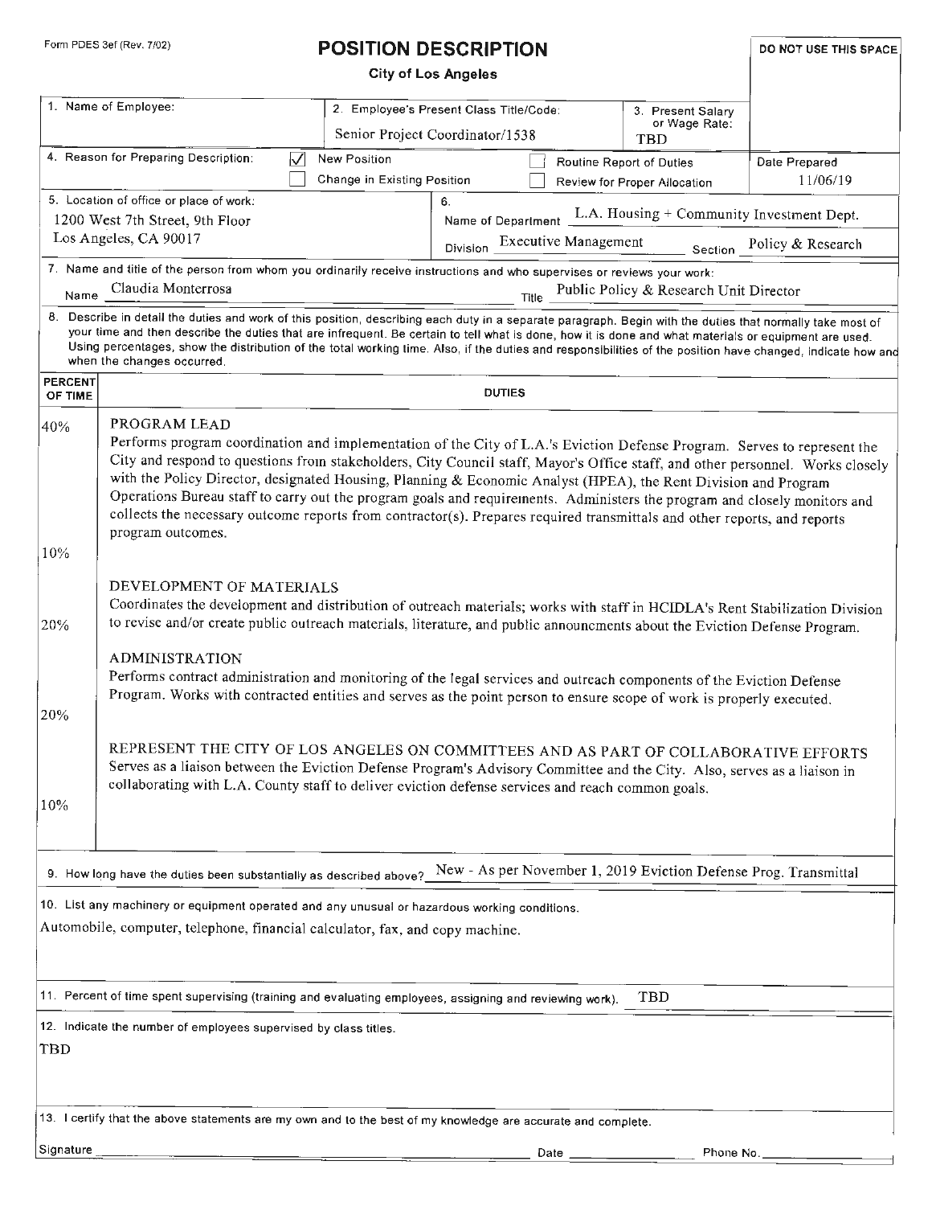Form PDES 3ef (Rev. 7/02)

# POSITION DESCRIPTION

**City of Los Angeles**

DO NOT USE THIS SPACE

| 1. Name of Employee: | 2. Employee's Present Class Title/Code: Senior Project Coordinator/1538 | 3. Present Salary or Wage Rate: TBD |
|---|---|---|

4. Reason for Preparing Description: ☑ New Position ☐ Change in Existing Position ☐ Routine Report of Duties ☐ Review for Proper Allocation

Date Prepared: 11/06/19

5. Location of office or place of work: 1200 West 7th Street, 9th Floor, Los Angeles, CA 90017

6. Name of Department: L.A. Housing + Community Investment Dept.
Division: Executive Management — Section: Policy & Research

7. Name and title of the person from whom you ordinarily receive instructions and who supervises or reviews your work:
Name: Claudia Monterrosa — Title: Public Policy & Research Unit Director

8. Describe in detail the duties and work of this position, describing each duty in a separate paragraph. Begin with the duties that normally take most of your time and then describe the duties that are infrequent. Be certain to tell what is done, how it is done and what materials or equipment are used. Using percentages, show the distribution of the total working time. Also, if the duties and responsibilities of the position have changed, indicate how and when the changes occurred.

| PERCENT OF TIME | DUTIES |
|---|---|
| 40% | PROGRAM LEAD<br>Performs program coordination and implementation of the City of L.A.'s Eviction Defense Program. Serves to represent the City and respond to questions from stakeholders, City Council staff, Mayor's Office staff, and other personnel. Works closely with the Policy Director, designated Housing, Planning & Economic Analyst (HPEA), the Rent Division and Program Operations Bureau staff to carry out the program goals and requirements. Administers the program and closely monitors and collects the necessary outcome reports from contractor(s). Prepares required transmittals and other reports, and reports program outcomes. |
| 10% | DEVELOPMENT OF MATERIALS<br>Coordinates the development and distribution of outreach materials; works with staff in HCIDLA's Rent Stabilization Division to revise and/or create public outreach materials, literature, and public announcments about the Eviction Defense Program. |
| 20% | ADMINISTRATION<br>Performs contract administration and monitoring of the legal services and outreach components of the Eviction Defense Program. Works with contracted entities and serves as the point person to ensure scope of work is properly executed. |
| 20% | REPRESENT THE CITY OF LOS ANGELES ON COMMITTEES AND AS PART OF COLLABORATIVE EFFORTS<br>Serves as a liaison between the Eviction Defense Program's Advisory Committee and the City. Also, serves as a liaison in collaborating with L.A. County staff to deliver eviction defense services and reach common goals. |
| 10% | |

9. How long have the duties been substantially as described above? New - As per November 1, 2019 Eviction Defense Prog. Transmittal

10. List any machinery or equipment operated and any unusual or hazardous working conditions.
Automobile, computer, telephone, financial calculator, fax, and copy machine.

11. Percent of time spent supervising (training and evaluating employees, assigning and reviewing work). TBD

12. Indicate the number of employees supervised by class titles.
TBD

13. I certify that the above statements are my own and to the best of my knowledge are accurate and complete.

Signature ____________ Date ____________ Phone No. ____________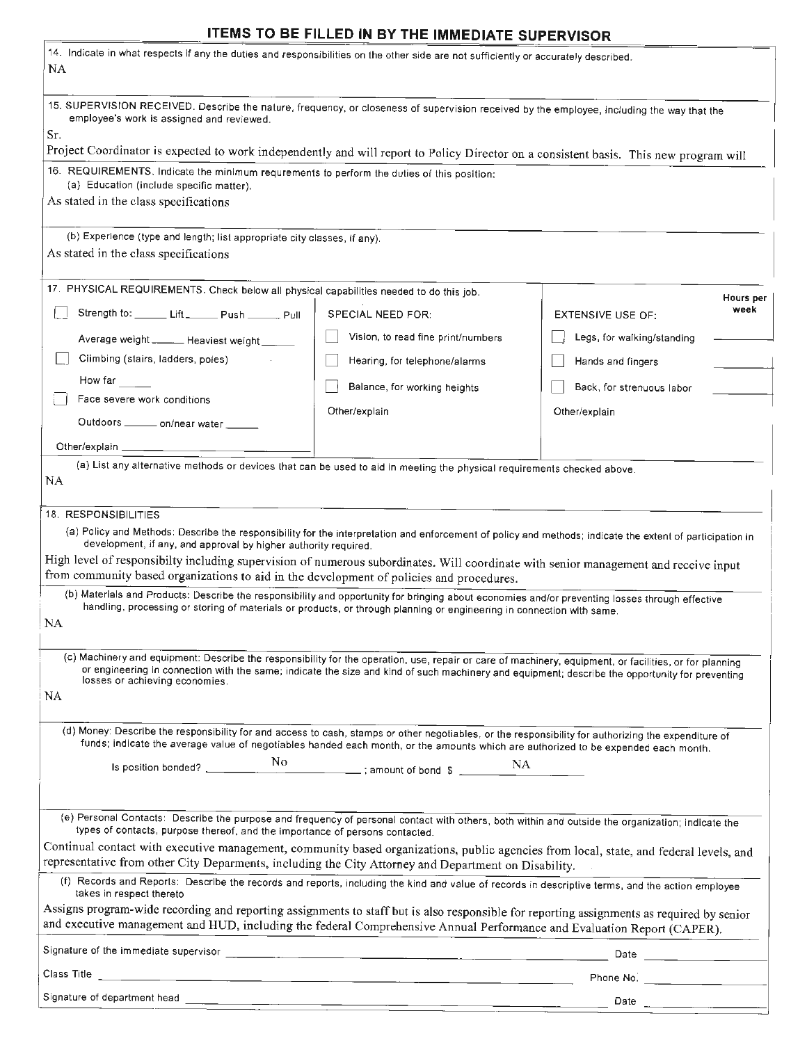## ITEMS TO BE FILLED IN BY THE IMMEDIATE SUPERVISOR

14. Indicate in what respects if any the duties and responsibilities on the other side are not sufficiently or accurately described.

NA

15. SUPERVISION RECEIVED. Describe the nature, frequency, or closeness of supervision received by the employee, including the way that the employee's work is assigned and reviewed.

Sr.
Project Coordinator is expected to work independently and will report to Policy Director on a consistent basis. This new program will

16. REQUIREMENTS. Indicate the minimum requrements to perform the duties of this position:

(a) Education (include specific matter).

As stated in the class specifications

(b) Experience (type and length; list appropriate city classes, if any).

As stated in the class specifications

17. PHYSICAL REQUIREMENTS. Check below all physical capabilities needed to do this job.

| | SPECIAL NEED FOR: | EXTENSIVE USE OF: | Hours per week |
|---|---|---|---|
| ☐ Strength to: ______ Lift ______ Push ______ Pull | ☐ Vision, to read fine print/numbers | ☐ Legs, for walking/standing | ______ |
| Average weight ______ Heaviest weight ______ | ☐ Hearing, for telephone/alarms | ☐ Hands and fingers | ______ |
| ☐ Climbing (stairs, ladders, poles) How far ______ | ☐ Balance, for working heights | ☐ Back, for strenuous labor | ______ |
| ☐ Face severe work conditions Outdoors ______ on/near water ______ | Other/explain | Other/explain | |
| Other/explain ______ | | | |

(a) List any alternative methods or devices that can be used to aid in meeting the physical requirements checked above.

NA

18. RESPONSIBILITIES

(a) Policy and Methods: Describe the responsibility for the interpretation and enforcement of policy and methods; indicate the extent of participation in development, if any, and approval by higher authority required.

High level of responsibilty including supervision of numerous subordinates. Will coordinate with senior management and receive input from community based organizations to aid in the development of policies and procedures.

(b) Materials and Products: Describe the responsibility and opportunity for bringing about economies and/or preventing losses through effective handling, processing or storing of materials or products, or through planning or engineering in connection with same.

NA

(c) Machinery and equipment: Describe the responsibility for the operation, use, repair or care of machinery, equipment, or facilities, or for planning or engineering in connection with the same; indicate the size and kind of such machinery and equipment; describe the opportunity for preventing losses or achieving economies.

NA

(d) Money: Describe the responsibility for and access to cash, stamps or other negotiables, or the responsibility for authorizing the expenditure of funds; indicate the average value of negotiables handed each month, or the amounts which are authorized to be expended each month.

Is position bonded? No ; amount of bond $ NA

(e) Personal Contacts: Describe the purpose and frequency of personal contact with others, both within and outside the organization; indicate the types of contacts, purpose thereof, and the importance of persons contacted.

Continual contact with executive management, community based organizations, public agencies from local, state, and federal levels, and representative from other City Deparments, including the City Attorney and Department on Disability.

(f) Records and Reports: Describe the records and reports, including the kind and value of records in descriptive terms, and the action employee takes in respect thereto

Assigns program-wide recording and reporting assignments to staff but is also responsible for reporting assignments as required by senior and executive management and HUD, including the federal Comprehensive Annual Performance and Evaluation Report (CAPER).

Signature of the immediate supervisor ______________________ Date ________

Class Title ______________________ Phone No. ________

Signature of department head ______________________ Date ________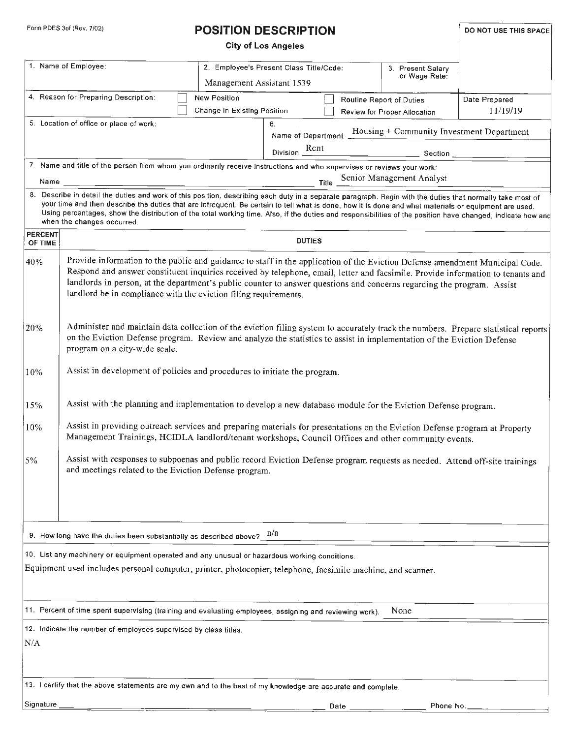Form PDES 3ef (Rev. 7/02)

# POSITION DESCRIPTION

**City of Los Angeles**

DO NOT USE THIS SPACE

| 1. Name of Employee: | 2. Employee's Present Class Title/Code: Management Assistant 1539 | 3. Present Salary or Wage Rate: |
|---|---|---|

4. Reason for Preparing Description: ☐ New Position ☐ Change in Existing Position ☐ Routine Report of Duties ☐ Review for Proper Allocation

Date Prepared: 11/19/19

5. Location of office or place of work:

6. Name of Department: Housing + Community Investment Department
Division: Rent
Section:

7. Name and title of the person from whom you ordinarily receive instructions and who supervises or reviews your work:
Name:
Title: Senior Management Analyst

8. Describe in detail the duties and work of this position, describing each duty in a separate paragraph. Begin with the duties that normally take most of your time and then describe the duties that are infrequent. Be certain to tell what is done, how it is done and what materials or equipment are used. Using percentages, show the distribution of the total working time. Also, if the duties and responsibilities of the position have changed, indicate how and when the changes occurred.

| PERCENT OF TIME | DUTIES |
|---|---|
| 40% | Provide information to the public and guidance to staff in the application of the Eviction Defense amendment Municipal Code. Respond and answer constituent inquiries received by telephone, email, letter and facsimile. Provide information to tenants and landlords in person, at the department's public counter to answer questions and concerns regarding the program. Assist landlord be in compliance with the eviction filing requirements. |
| 20% | Administer and maintain data collection of the eviction filing system to accurately track the numbers. Prepare statistical reports on the Eviction Defense program. Review and analyze the statistics to assist in implementation of the Eviction Defense program on a city-wide scale. |
| 10% | Assist in development of policies and procedures to initiate the program. |
| 15% | Assist with the planning and implementation to develop a new database module for the Eviction Defense program. |
| 10% | Assist in providing outreach services and preparing materials for presentations on the Eviction Defense program at Property Management Trainings, HCIDLA landlord/tenant workshops, Council Offices and other community events. |
| 5% | Assist with responses to subpoenas and public record Eviction Defense program requests as needed. Attend off-site trainings and meetings related to the Eviction Defense program. |

9. How long have the duties been substantially as described above? n/a

10. List any machinery or equipment operated and any unusual or hazardous working conditions.

Equipment used includes personal computer, printer, photocopier, telephone, facsimile machine, and scanner.

11. Percent of time spent supervising (training and evaluating employees, assigning and reviewing work). None

12. Indicate the number of employees supervised by class titles.

N/A

13. I certify that the above statements are my own and to the best of my knowledge are accurate and complete.

Signature ____________ Date ____________ Phone No. ____________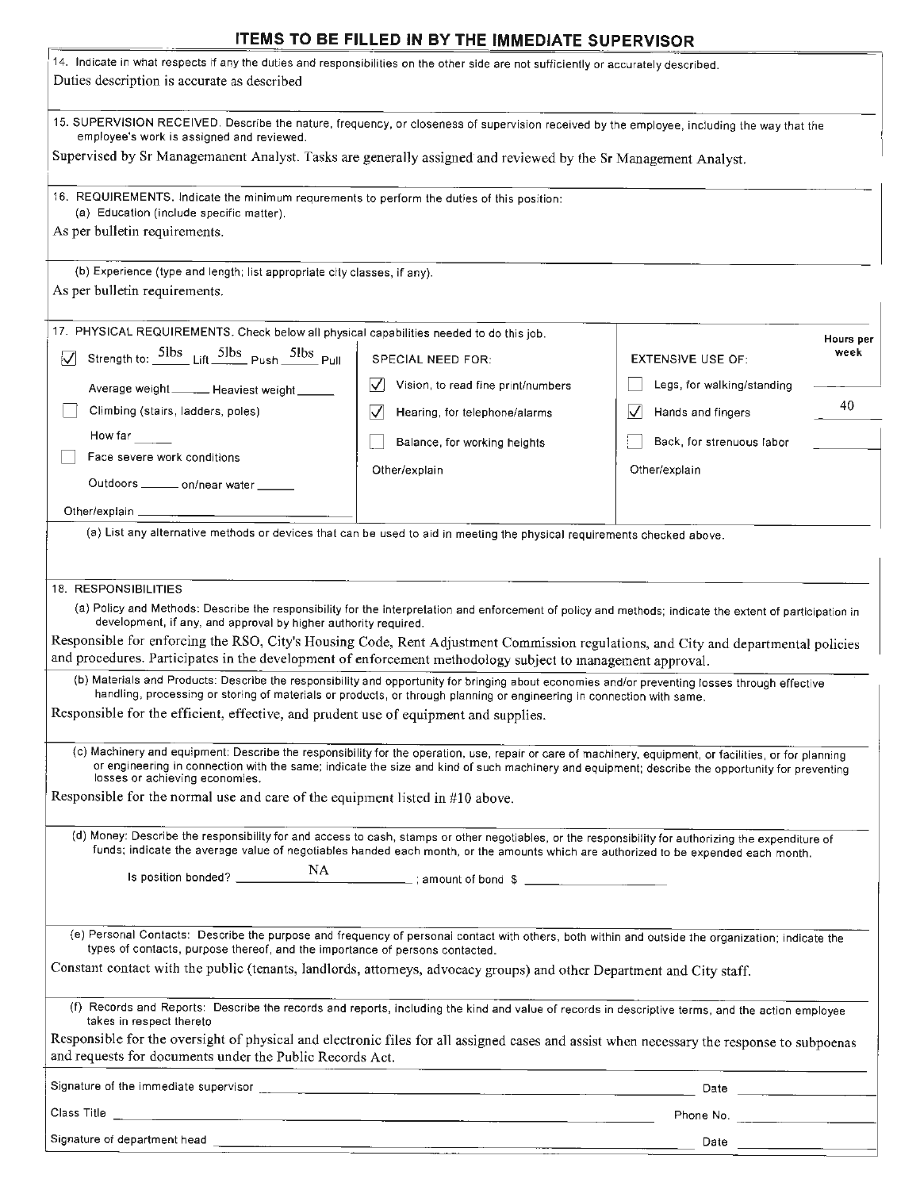## ITEMS TO BE FILLED IN BY THE IMMEDIATE SUPERVISOR

14. Indicate in what respects if any the duties and responsibilities on the other side are not sufficiently or accurately described.

Duties description is accurate as described

15. SUPERVISION RECEIVED. Describe the nature, frequency, or closeness of supervision received by the employee, including the way that the employee's work is assigned and reviewed.

Supervised by Sr Managemanent Analyst. Tasks are generally assigned and reviewed by the Sr Management Analyst.

16. REQUIREMENTS. Indicate the minimum reqirements to perform the duties of this position:

(a) Education (include specific matter).

As per bulletin requirements.

(b) Experience (type and length; list appropriate city classes, if any).

As per bulletin requirements.

17. PHYSICAL REQUIREMENTS. Check below all physical capabilities needed to do this job.

| | SPECIAL NEED FOR: | EXTENSIVE USE OF: | Hours per week |
|---|---|---|---|
| ☑ Strength to: 5lbs Lift 5lbs Push 5lbs Pull | | | |
| Average weight ______ Heaviest weight ______ | ☑ Vision, to read fine print/numbers | ☐ Legs, for walking/standing | |
| ☐ Climbing (stairs, ladders, poles) | ☑ Hearing, for telephone/alarms | ☑ Hands and fingers | 40 |
| How far ______ | ☐ Balance, for working heights | ☐ Back, for strenuous labor | |
| ☐ Face severe work conditions | Other/explain | Other/explain | |
| Outdoors ______ on/near water ______ | | | |
| Other/explain ______ | | | |

(a) List any alternative methods or devices that can be used to aid in meeting the physical requirements checked above.

18. RESPONSIBILITIES

(a) Policy and Methods: Describe the responsibility for the interpretation and enforcement of policy and methods; indicate the extent of participation in development, if any, and approval by higher authority required.

Responsible for enforcing the RSO, City's Housing Code, Rent Adjustment Commission regulations, and City and departmental policies and procedures. Participates in the development of enforcement methodology subject to management approval.

(b) Materials and Products: Describe the responsibility and opportunity for bringing about economies and/or preventing losses through effective handling, processing or storing of materials or products, or through planning or engineering in connection with same.

Responsible for the efficient, effective, and prudent use of equipment and supplies.

(c) Machinery and equipment: Describe the responsibility for the operation, use, repair or care of machinery, equipment, or facilities, or for planning or engineering in connection with the same; indicate the size and kind of such machinery and equipment; describe the opportunity for preventing losses or achieving economies.

Responsible for the normal use and care of the equipment listed in #10 above.

(d) Money: Describe the responsibility for and access to cash, stamps or other negotiables, or the responsibility for authorizing the expenditure of funds; indicate the average value of negotiables handed each month, or the amounts which are authorized to be expended each month.

Is position bonded? NA ; amount of bond $ ______

(e) Personal Contacts: Describe the purpose and frequency of personal contact with others, both within and outside the organization; indicate the types of contacts, purpose thereof, and the importance of persons contacted.

Constant contact with the public (tenants, landlords, attorneys, advocacy groups) and other Department and City staff.

(f) Records and Reports: Describe the records and reports, including the kind and value of records in descriptive terms, and the action employee takes in respect thereto

Responsible for the oversight of physical and electronic files for all assigned cases and assist when necessary the response to subpoenas and requests for documents under the Public Records Act.

Signature of the immediate supervisor ______ Date ______

Class Title ______ Phone No. ______

Signature of department head ______ Date ______